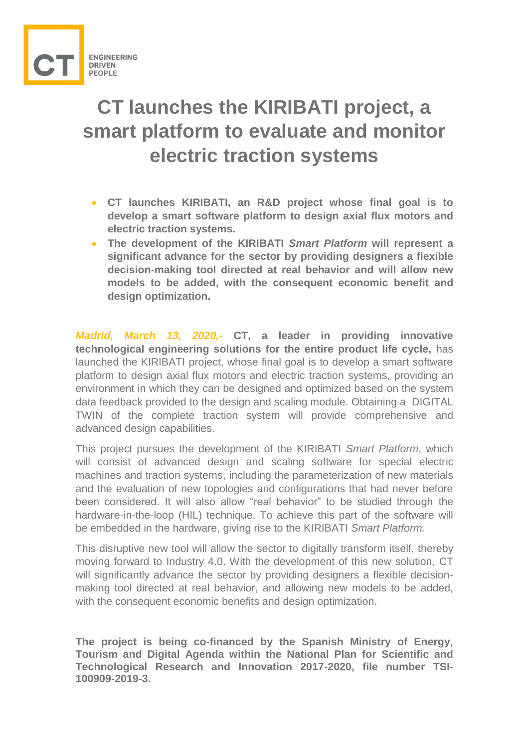# CT launches the KIRIBATI project, a smart platform to evaluate and monitor electric traction systems

- **CT launches KIRIBATI, an R&D project whose final goal is to develop a smart software platform to design axial flux motors and electric traction systems.**
- **The development of the KIRIBATI *Smart Platform* will represent a significant advance for the sector by providing designers a flexible decision-making tool directed at real behavior and will allow new models to be added, with the consequent economic benefit and design optimization.**

***Madrid, March 13, 2020,-*** **CT, a leader in providing innovative technological engineering solutions for the entire product life cycle,** has launched the KIRIBATI project, whose final goal is to develop a smart software platform to design axial flux motors and electric traction systems, providing an environment in which they can be designed and optimized based on the system data feedback provided to the design and scaling module. Obtaining a DIGITAL TWIN of the complete traction system will provide comprehensive and advanced design capabilities.

This project pursues the development of the KIRIBATI *Smart Platform*, which will consist of advanced design and scaling software for special electric machines and traction systems, including the parameterization of new materials and the evaluation of new topologies and configurations that had never before been considered. It will also allow "real behavior" to be studied through the hardware-in-the-loop (HIL) technique. To achieve this part of the software will be embedded in the hardware, giving rise to the KIRIBATI *Smart Platform.*

This disruptive new tool will allow the sector to digitally transform itself, thereby moving forward to Industry 4.0. With the development of this new solution, CT will significantly advance the sector by providing designers a flexible decision-making tool directed at real behavior, and allowing new models to be added, with the consequent economic benefits and design optimization.

**The project is being co-financed by the Spanish Ministry of Energy, Tourism and Digital Agenda within the National Plan for Scientific and Technological Research and Innovation 2017-2020, file number TSI-100909-2019-3.**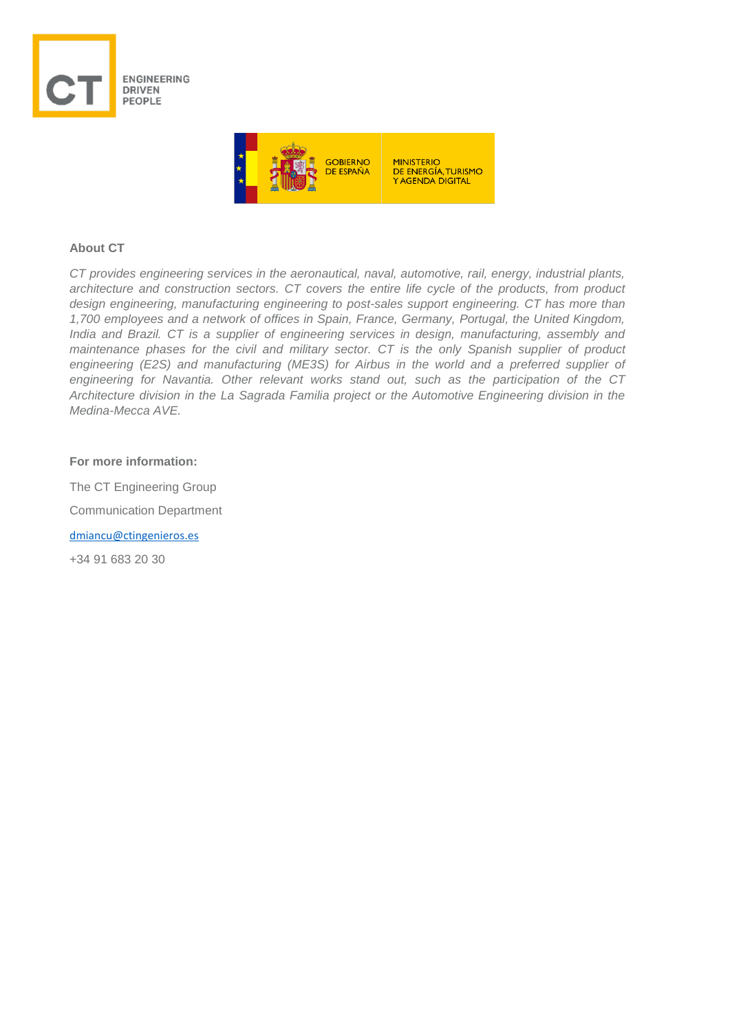**About CT**

*CT provides engineering services in the aeronautical, naval, automotive, rail, energy, industrial plants, architecture and construction sectors. CT covers the entire life cycle of the products, from product design engineering, manufacturing engineering to post-sales support engineering. CT has more than 1,700 employees and a network of offices in Spain, France, Germany, Portugal, the United Kingdom, India and Brazil. CT is a supplier of engineering services in design, manufacturing, assembly and maintenance phases for the civil and military sector. CT is the only Spanish supplier of product engineering (E2S) and manufacturing (ME3S) for Airbus in the world and a preferred supplier of engineering for Navantia. Other relevant works stand out, such as the participation of the CT Architecture division in the La Sagrada Familia project or the Automotive Engineering division in the Medina-Mecca AVE.*

**For more information:**

The CT Engineering Group

Communication Department

dmiancu@ctingenieros.es

+34 91 683 20 30